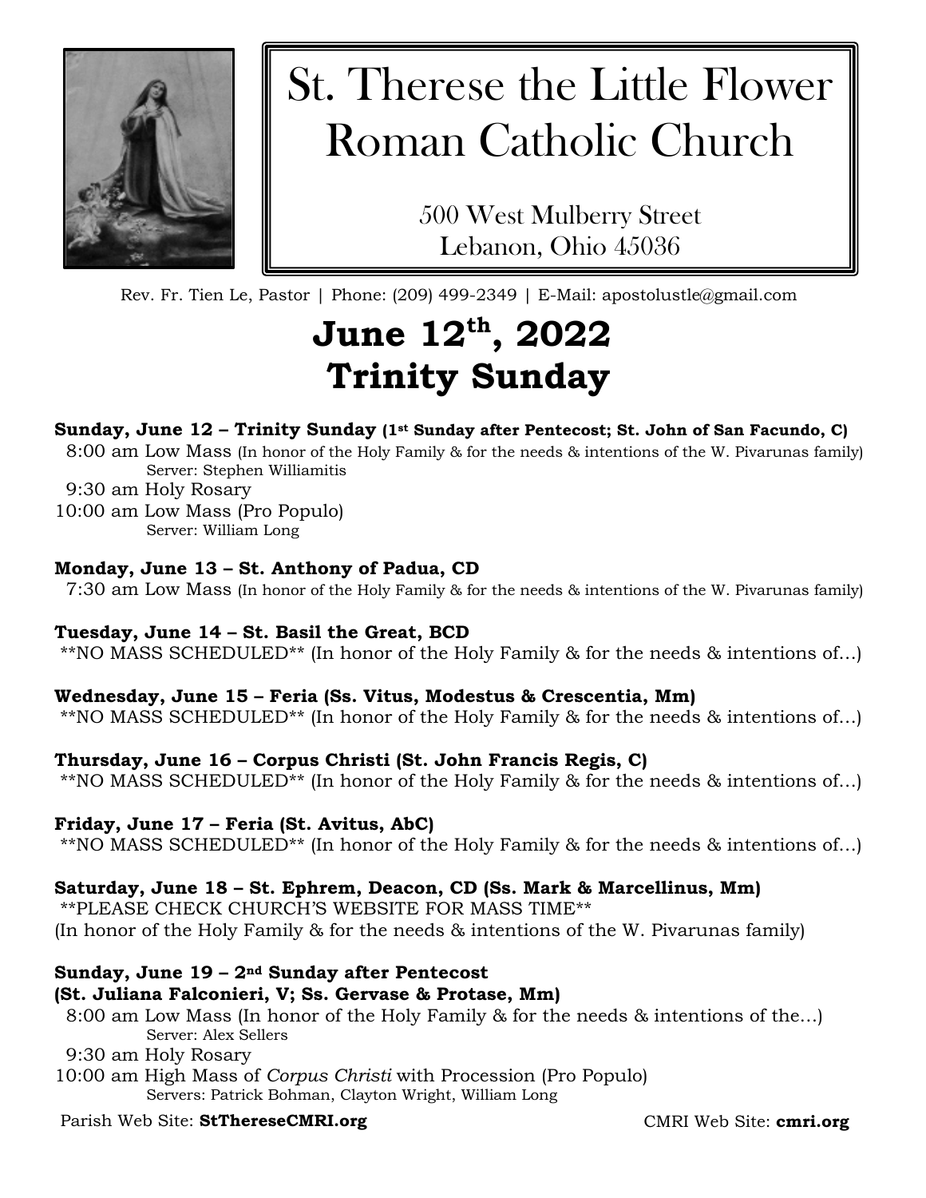# St. Therese the Little Flower Roman Catholic Church

500 West Mulberry Street
Lebanon, Ohio 45036

Rev. Fr. Tien Le, Pastor | Phone: (209) 499-2349 | E-Mail: apostolustle@gmail.com

## June 12th, 2022
## Trinity Sunday

**Sunday, June 12 – Trinity Sunday (1st Sunday after Pentecost; St. John of San Facundo, C)**
8:00 am Low Mass (In honor of the Holy Family & for the needs & intentions of the W. Pivarunas family)
Server: Stephen Williamitis
9:30 am Holy Rosary
10:00 am Low Mass (Pro Populo)
Server: William Long

**Monday, June 13 – St. Anthony of Padua, CD**
7:30 am Low Mass (In honor of the Holy Family & for the needs & intentions of the W. Pivarunas family)

**Tuesday, June 14 – St. Basil the Great, BCD**
**NO MASS SCHEDULED** (In honor of the Holy Family & for the needs & intentions of…)

**Wednesday, June 15 – Feria (Ss. Vitus, Modestus & Crescentia, Mm)**
**NO MASS SCHEDULED** (In honor of the Holy Family & for the needs & intentions of…)

**Thursday, June 16 – Corpus Christi (St. John Francis Regis, C)**
**NO MASS SCHEDULED** (In honor of the Holy Family & for the needs & intentions of…)

**Friday, June 17 – Feria (St. Avitus, AbC)**
**NO MASS SCHEDULED** (In honor of the Holy Family & for the needs & intentions of…)

**Saturday, June 18 – St. Ephrem, Deacon, CD (Ss. Mark & Marcellinus, Mm)**
**PLEASE CHECK CHURCH'S WEBSITE FOR MASS TIME**
(In honor of the Holy Family & for the needs & intentions of the W. Pivarunas family)

**Sunday, June 19 – 2nd Sunday after Pentecost**
**(St. Juliana Falconieri, V; Ss. Gervase & Protase, Mm)**
8:00 am Low Mass (In honor of the Holy Family & for the needs & intentions of the…)
Server: Alex Sellers
9:30 am Holy Rosary
10:00 am High Mass of *Corpus Christi* with Procession (Pro Populo)
Servers: Patrick Bohman, Clayton Wright, William Long

Parish Web Site: **StThereseCMRI.org** CMRI Web Site: **cmri.org**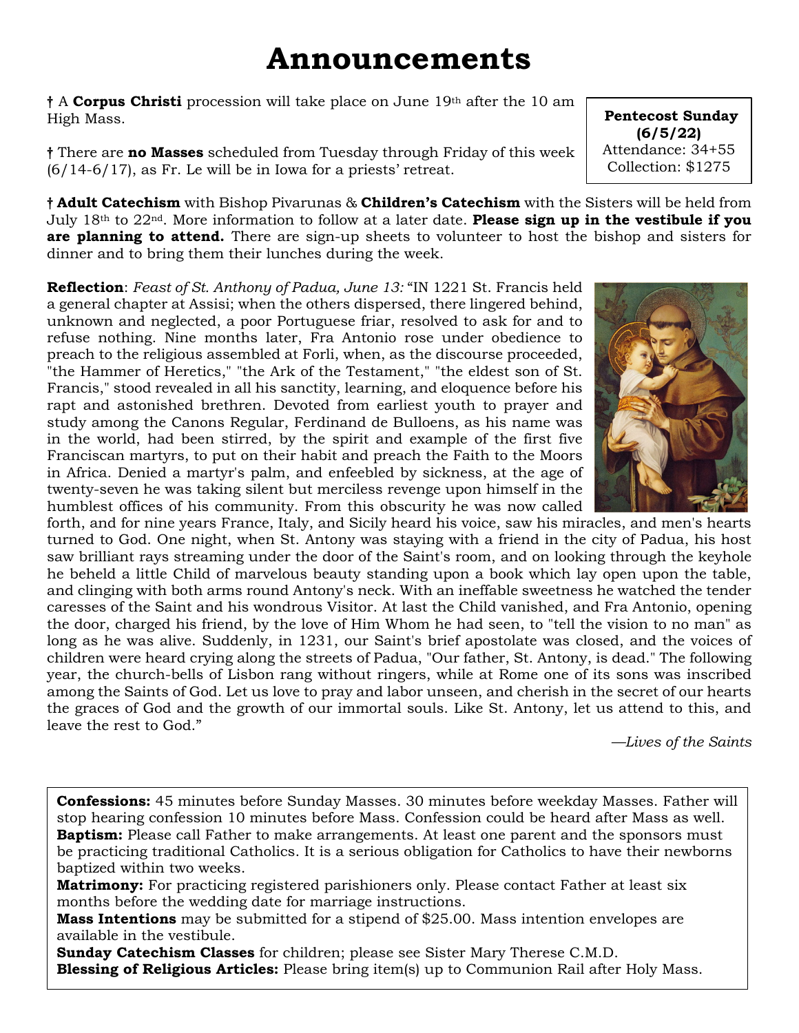# Announcements

**Pentecost Sunday (6/5/22)**
Attendance: 34+55
Collection: $1275

† A **Corpus Christi** procession will take place on June 19th after the 10 am High Mass.

† There are **no Masses** scheduled from Tuesday through Friday of this week (6/14-6/17), as Fr. Le will be in Iowa for a priests' retreat.

† **Adult Catechism** with Bishop Pivarunas & **Children's Catechism** with the Sisters will be held from July 18th to 22nd. More information to follow at a later date. **Please sign up in the vestibule if you are planning to attend.** There are sign-up sheets to volunteer to host the bishop and sisters for dinner and to bring them their lunches during the week.

**Reflection**: *Feast of St. Anthony of Padua, June 13:* "IN 1221 St. Francis held a general chapter at Assisi; when the others dispersed, there lingered behind, unknown and neglected, a poor Portuguese friar, resolved to ask for and to refuse nothing. Nine months later, Fra Antonio rose under obedience to preach to the religious assembled at Forli, when, as the discourse proceeded, "the Hammer of Heretics," "the Ark of the Testament," "the eldest son of St. Francis," stood revealed in all his sanctity, learning, and eloquence before his rapt and astonished brethren. Devoted from earliest youth to prayer and study among the Canons Regular, Ferdinand de Bulloens, as his name was in the world, had been stirred, by the spirit and example of the first five Franciscan martyrs, to put on their habit and preach the Faith to the Moors in Africa. Denied a martyr's palm, and enfeebled by sickness, at the age of twenty-seven he was taking silent but merciless revenge upon himself in the humblest offices of his community. From this obscurity he was now called forth, and for nine years France, Italy, and Sicily heard his voice, saw his miracles, and men's hearts turned to God. One night, when St. Antony was staying with a friend in the city of Padua, his host saw brilliant rays streaming under the door of the Saint's room, and on looking through the keyhole he beheld a little Child of marvelous beauty standing upon a book which lay open upon the table, and clinging with both arms round Antony's neck. With an ineffable sweetness he watched the tender caresses of the Saint and his wondrous Visitor. At last the Child vanished, and Fra Antonio, opening the door, charged his friend, by the love of Him Whom he had seen, to "tell the vision to no man" as long as he was alive. Suddenly, in 1231, our Saint's brief apostolate was closed, and the voices of children were heard crying along the streets of Padua, "Our father, St. Antony, is dead." The following year, the church-bells of Lisbon rang without ringers, while at Rome one of its sons was inscribed among the Saints of God. Let us love to pray and labor unseen, and cherish in the secret of our hearts the graces of God and the growth of our immortal souls. Like St. Antony, let us attend to this, and leave the rest to God."

*—Lives of the Saints*

**Confessions:** 45 minutes before Sunday Masses. 30 minutes before weekday Masses. Father will stop hearing confession 10 minutes before Mass. Confession could be heard after Mass as well.
**Baptism:** Please call Father to make arrangements. At least one parent and the sponsors must be practicing traditional Catholics. It is a serious obligation for Catholics to have their newborns baptized within two weeks.
**Matrimony:** For practicing registered parishioners only. Please contact Father at least six months before the wedding date for marriage instructions.
**Mass Intentions** may be submitted for a stipend of $25.00. Mass intention envelopes are available in the vestibule.
**Sunday Catechism Classes** for children; please see Sister Mary Therese C.M.D.
**Blessing of Religious Articles:** Please bring item(s) up to Communion Rail after Holy Mass.